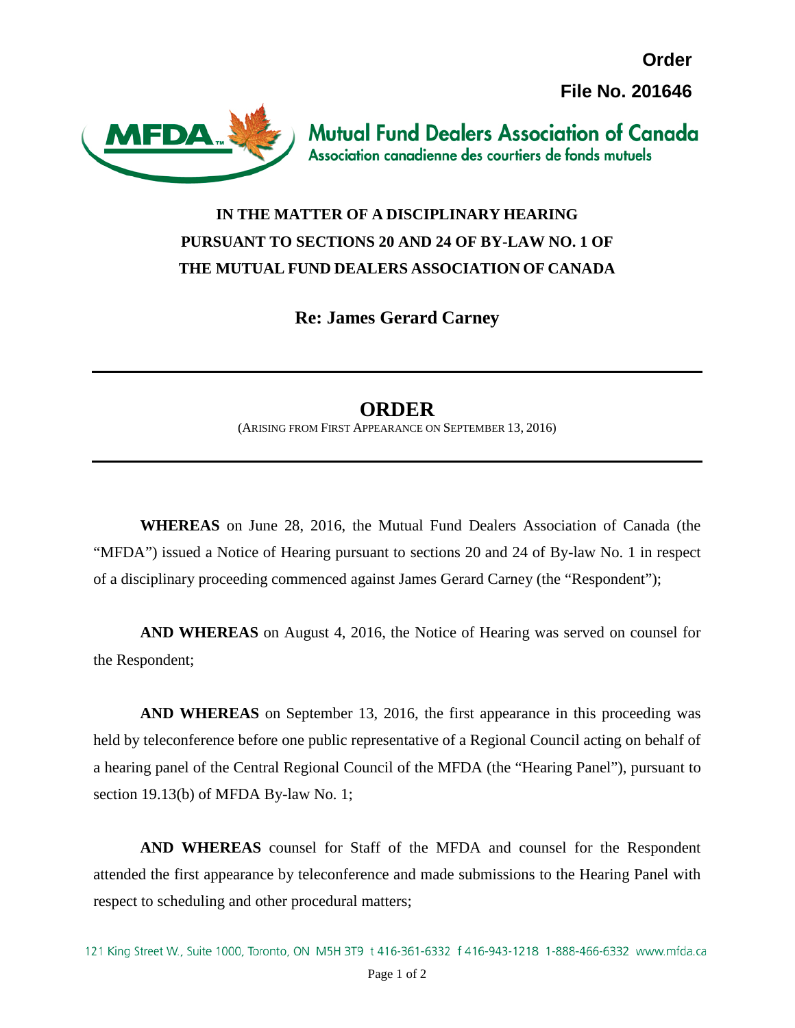**Order**

**File No. 201646**

**Mutual Fund Dealers Association of Canada**
Association canadienne des courtiers de fonds mutuels

**IN THE MATTER OF A DISCIPLINARY HEARING PURSUANT TO SECTIONS 20 AND 24 OF BY-LAW NO. 1 OF THE MUTUAL FUND DEALERS ASSOCIATION OF CANADA**

**Re: James Gerard Carney**

# ORDER

(Arising from First Appearance on September 13, 2016)

**WHEREAS** on June 28, 2016, the Mutual Fund Dealers Association of Canada (the "MFDA") issued a Notice of Hearing pursuant to sections 20 and 24 of By-law No. 1 in respect of a disciplinary proceeding commenced against James Gerard Carney (the "Respondent");

**AND WHEREAS** on August 4, 2016, the Notice of Hearing was served on counsel for the Respondent;

**AND WHEREAS** on September 13, 2016, the first appearance in this proceeding was held by teleconference before one public representative of a Regional Council acting on behalf of a hearing panel of the Central Regional Council of the MFDA (the "Hearing Panel"), pursuant to section 19.13(b) of MFDA By-law No. 1;

**AND WHEREAS** counsel for Staff of the MFDA and counsel for the Respondent attended the first appearance by teleconference and made submissions to the Hearing Panel with respect to scheduling and other procedural matters;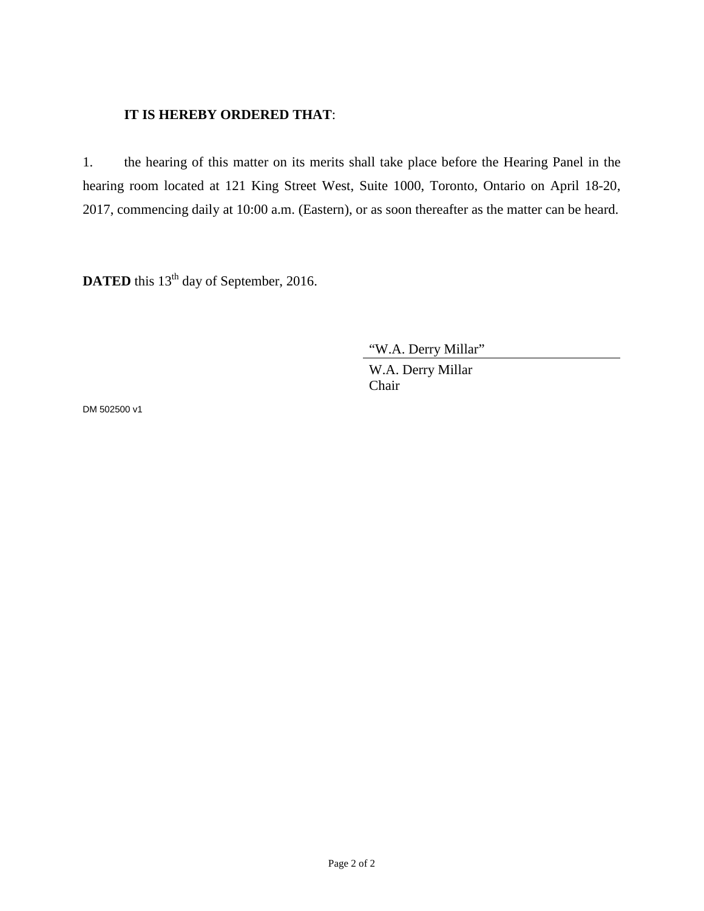**IT IS HEREBY ORDERED THAT**:

1. the hearing of this matter on its merits shall take place before the Hearing Panel in the hearing room located at 121 King Street West, Suite 1000, Toronto, Ontario on April 18-20, 2017, commencing daily at 10:00 a.m. (Eastern), or as soon thereafter as the matter can be heard.

**DATED** this 13th day of September, 2016.

"W.A. Derry Millar"

W.A. Derry Millar
Chair

DM 502500 v1